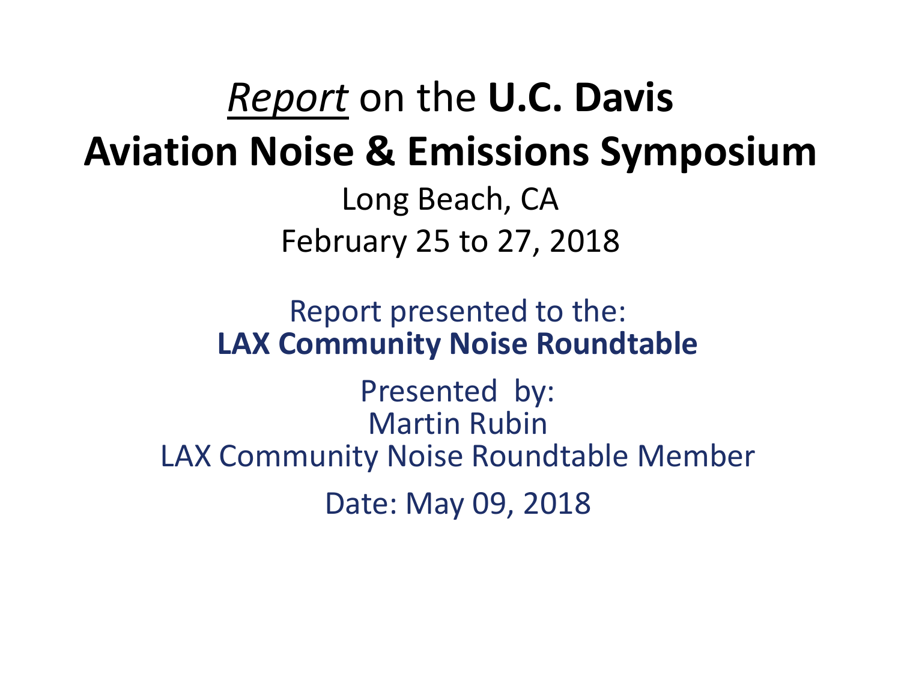# *Report* on the **U.C. Davis Aviation Noise & Emissions Symposium**

Long Beach, CA

February 25 to 27, 2018

Report presented to the:
**LAX Community Noise Roundtable**

Presented by:
Martin Rubin
LAX Community Noise Roundtable Member

Date: May 09, 2018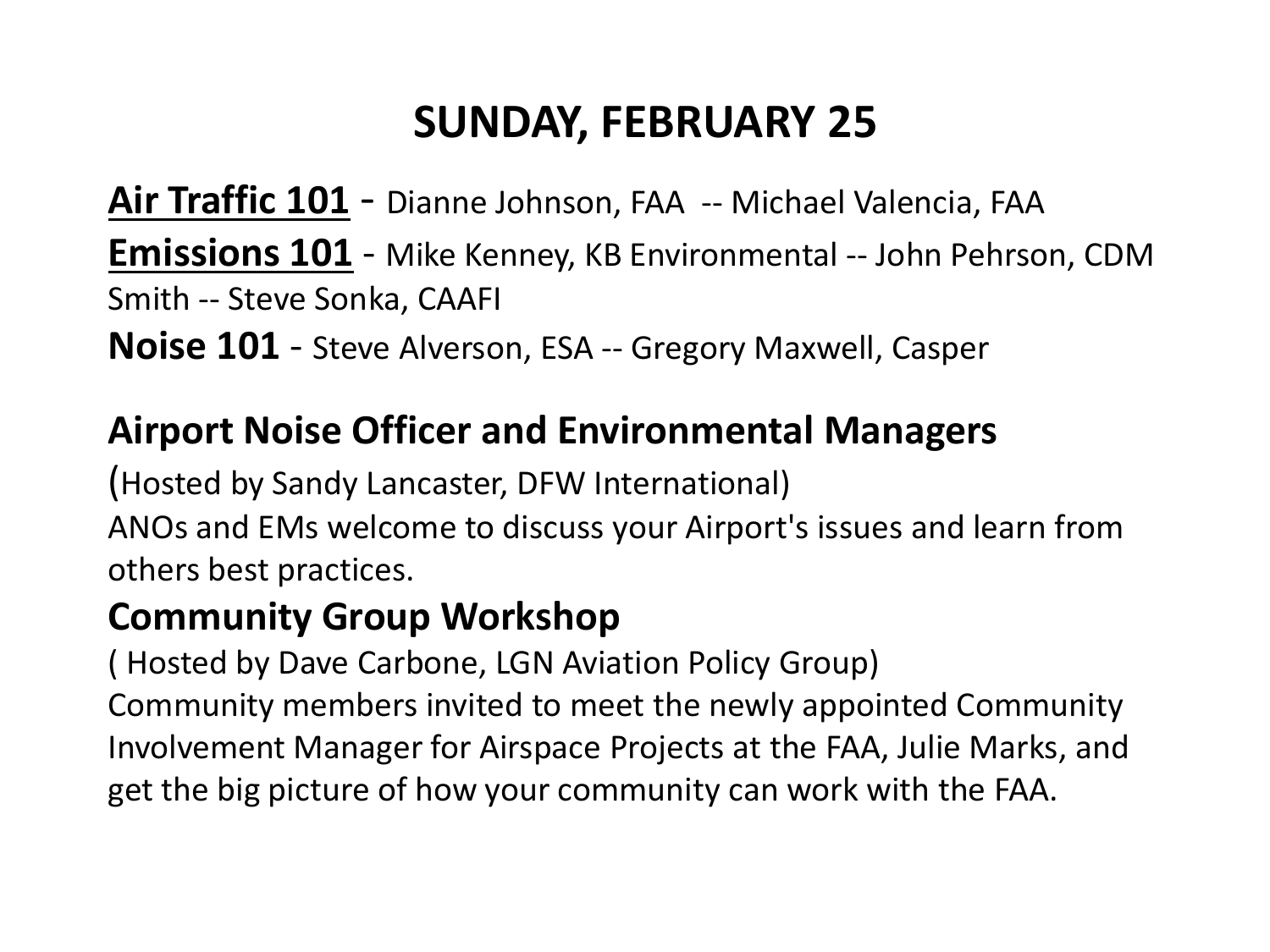# SUNDAY, FEBRUARY 25

**Air Traffic 101** - Dianne Johnson, FAA -- Michael Valencia, FAA

**Emissions 101** - Mike Kenney, KB Environmental -- John Pehrson, CDM Smith -- Steve Sonka, CAAFI

**Noise 101** - Steve Alverson, ESA -- Gregory Maxwell, Casper

## Airport Noise Officer and Environmental Managers

(Hosted by Sandy Lancaster, DFW International)

ANOs and EMs welcome to discuss your Airport's issues and learn from others best practices.

## Community Group Workshop

( Hosted by Dave Carbone, LGN Aviation Policy Group)

Community members invited to meet the newly appointed Community Involvement Manager for Airspace Projects at the FAA, Julie Marks, and get the big picture of how your community can work with the FAA.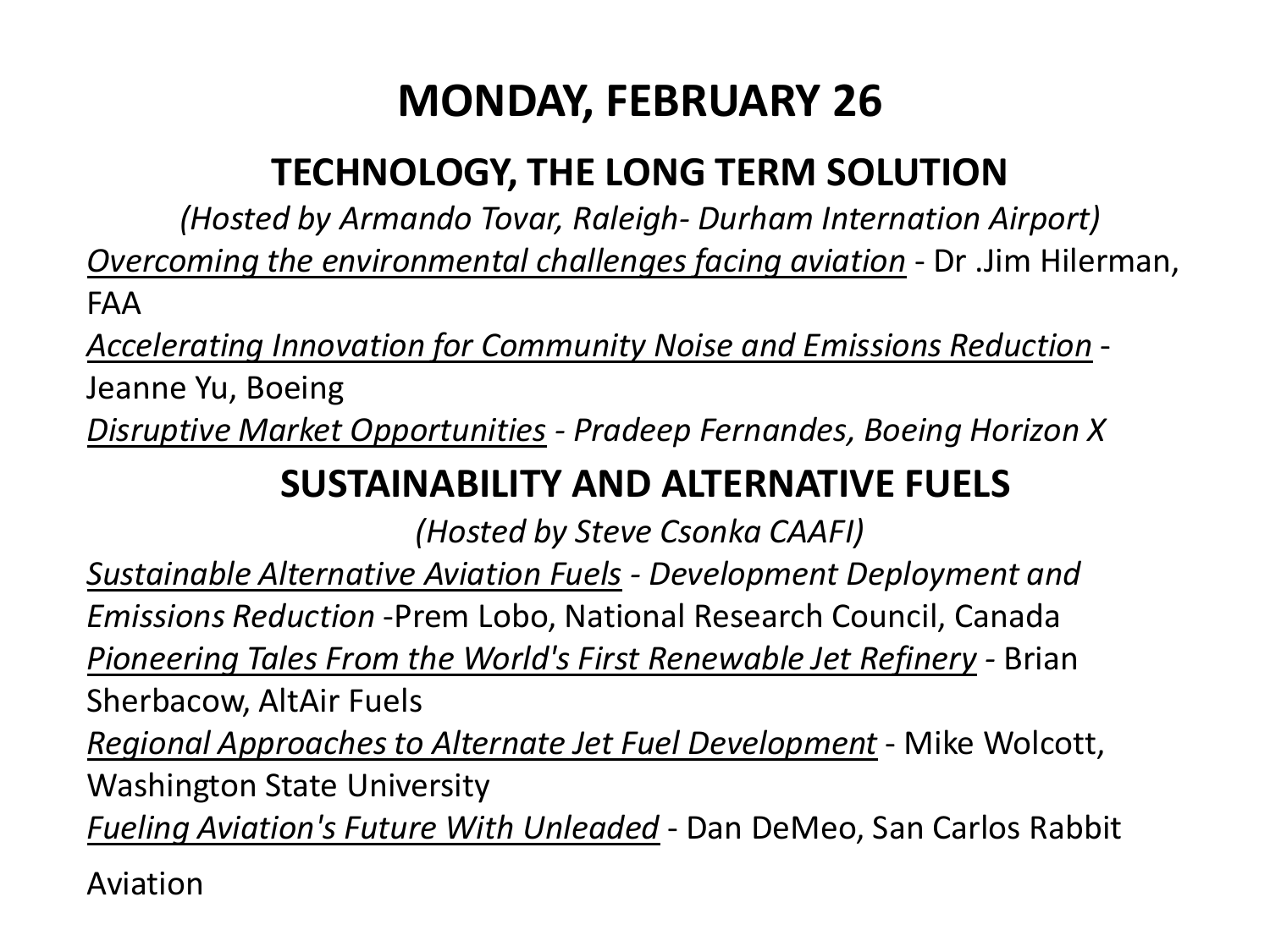# MONDAY, FEBRUARY 26

## TECHNOLOGY, THE LONG TERM SOLUTION

*(Hosted by Armando Tovar, Raleigh- Durham Internation Airport)*

*Overcoming the environmental challenges facing aviation* - Dr .Jim Hilerman, FAA

*Accelerating Innovation for Community Noise and Emissions Reduction* - Jeanne Yu, Boeing

*Disruptive Market Opportunities - Pradeep Fernandes, Boeing Horizon X*

## SUSTAINABILITY AND ALTERNATIVE FUELS

*(Hosted by Steve Csonka CAAFI)*

*Sustainable Alternative Aviation Fuels - Development Deployment and Emissions Reduction* -Prem Lobo, National Research Council, Canada

*Pioneering Tales From the World's First Renewable Jet Refinery* - Brian Sherbacow, AltAir Fuels

*Regional Approaches to Alternate Jet Fuel Development* - Mike Wolcott, Washington State University

*Fueling Aviation's Future With Unleaded* - Dan DeMeo, San Carlos Rabbit Aviation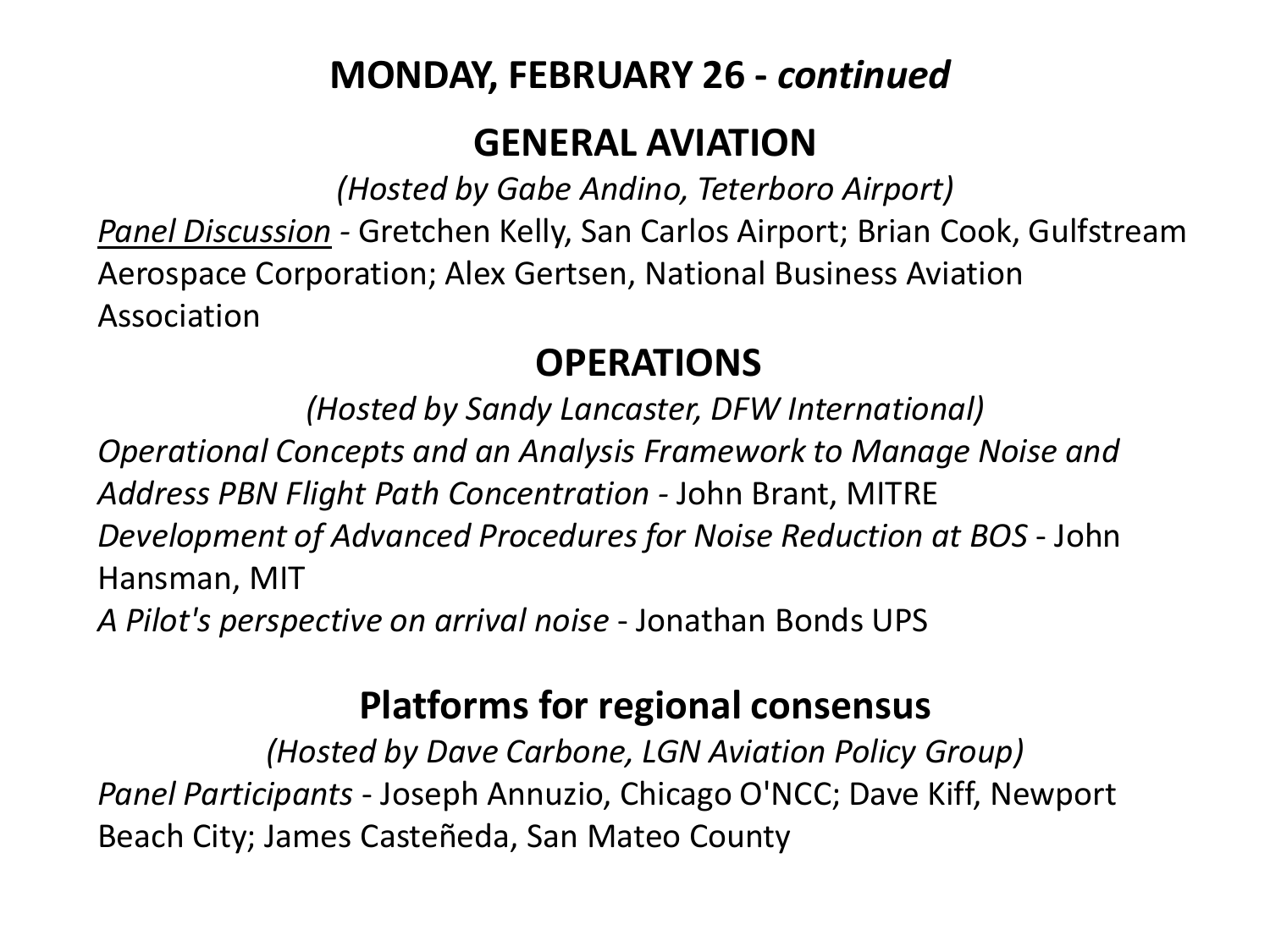# MONDAY, FEBRUARY 26 - *continued*

## GENERAL AVIATION

*(Hosted by Gabe Andino, Teterboro Airport)*

Panel Discussion - Gretchen Kelly, San Carlos Airport; Brian Cook, Gulfstream Aerospace Corporation; Alex Gertsen, National Business Aviation Association

## OPERATIONS

*(Hosted by Sandy Lancaster, DFW International)*

*Operational Concepts and an Analysis Framework to Manage Noise and Address PBN Flight Path Concentration* - John Brant, MITRE

*Development of Advanced Procedures for Noise Reduction at BOS* - John Hansman, MIT

*A Pilot's perspective on arrival noise* - Jonathan Bonds UPS

## Platforms for regional consensus

*(Hosted by Dave Carbone, LGN Aviation Policy Group)*

*Panel Participants* - Joseph Annuzio, Chicago O'NCC; Dave Kiff, Newport Beach City; James Casteñeda, San Mateo County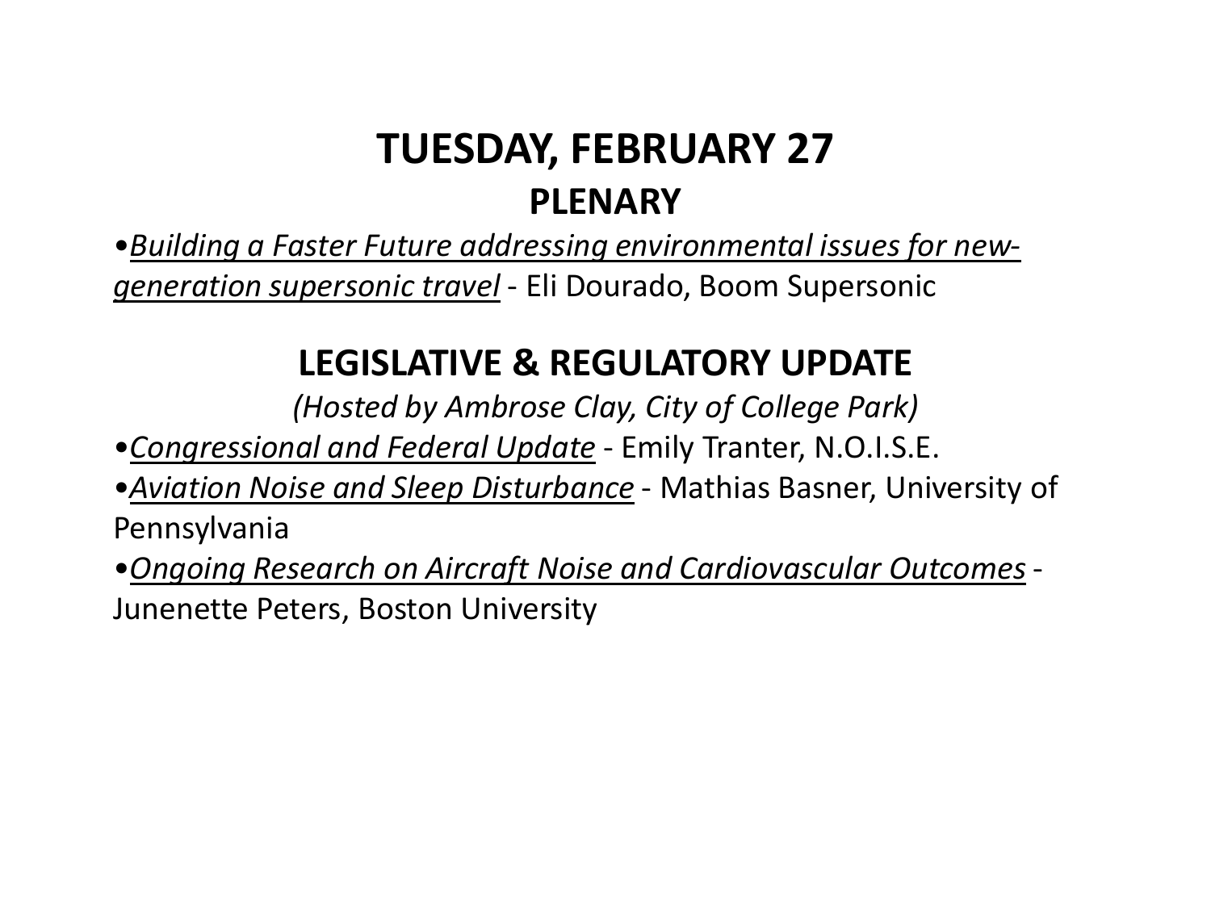# TUESDAY, FEBRUARY 27

## PLENARY

- *Building a Faster Future addressing environmental issues for new-generation supersonic travel* - Eli Dourado, Boom Supersonic

## LEGISLATIVE & REGULATORY UPDATE

*(Hosted by Ambrose Clay, City of College Park)*

- *Congressional and Federal Update* - Emily Tranter, N.O.I.S.E.
- *Aviation Noise and Sleep Disturbance* - Mathias Basner, University of Pennsylvania
- *Ongoing Research on Aircraft Noise and Cardiovascular Outcomes* - Junenette Peters, Boston University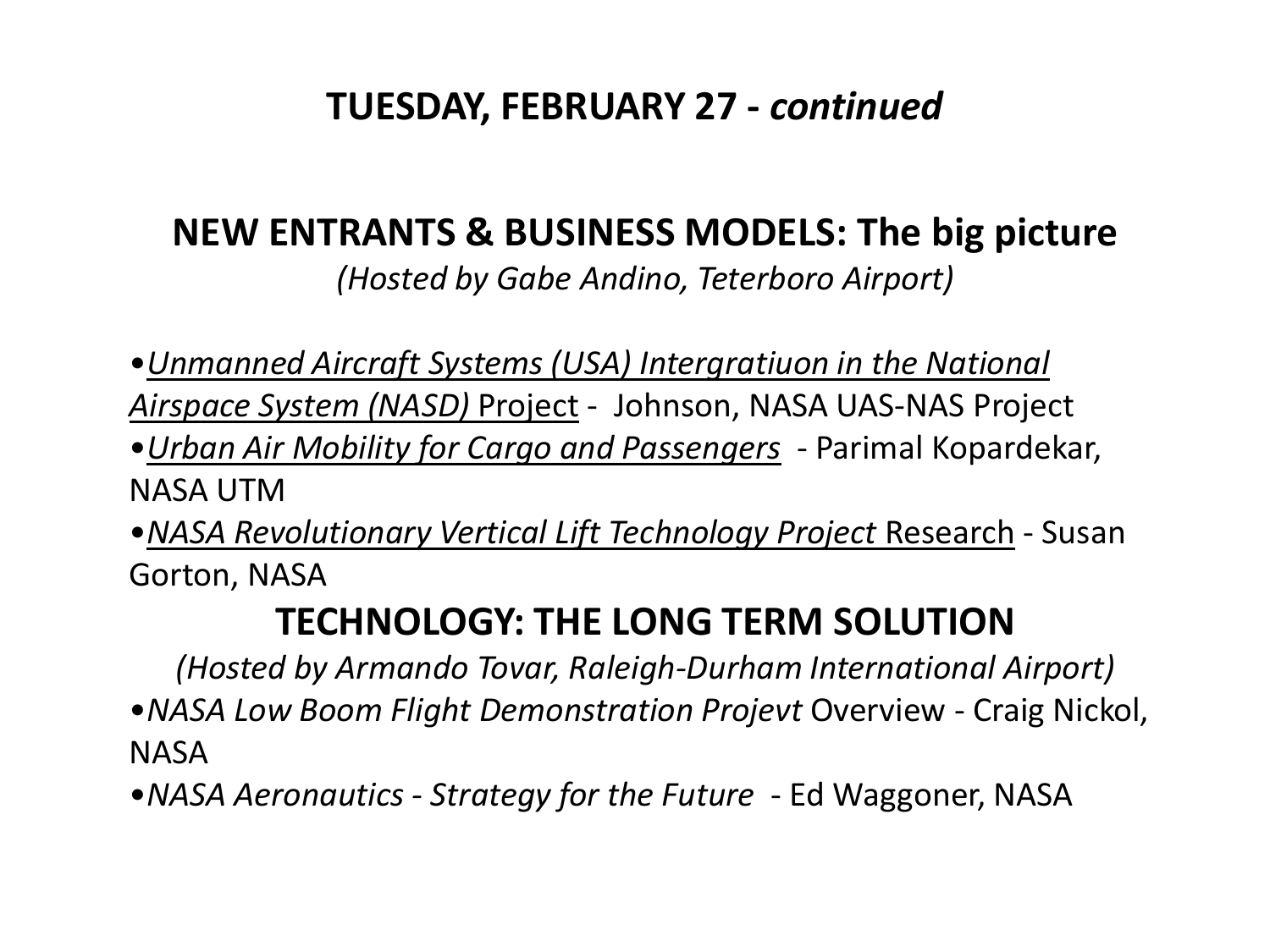## TUESDAY, FEBRUARY 27 - *continued*

## NEW ENTRANTS & BUSINESS MODELS: The big picture

*(Hosted by Gabe Andino, Teterboro Airport)*

- *Unmanned Aircraft Systems (USA) Intergratiuon in the National Airspace System (NASD)* Project - Johnson, NASA UAS-NAS Project
- *Urban Air Mobility for Cargo and Passengers* - Parimal Kopardekar, NASA UTM
- *NASA Revolutionary Vertical Lift Technology Project* Research - Susan Gorton, NASA

## TECHNOLOGY: THE LONG TERM SOLUTION

*(Hosted by Armando Tovar, Raleigh-Durham International Airport)*

- *NASA Low Boom Flight Demonstration Projevt* Overview - Craig Nickol, NASA
- *NASA Aeronautics - Strategy for the Future* - Ed Waggoner, NASA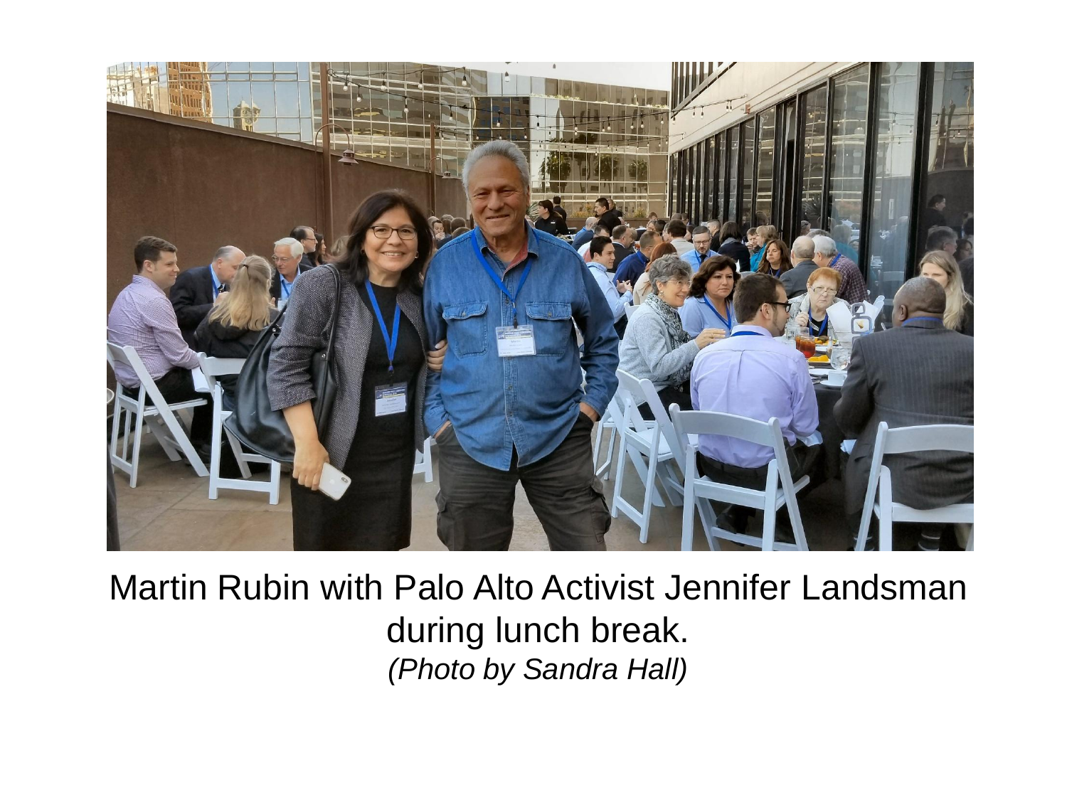Martin Rubin with Palo Alto Activist Jennifer Landsman during lunch break.
*(Photo by Sandra Hall)*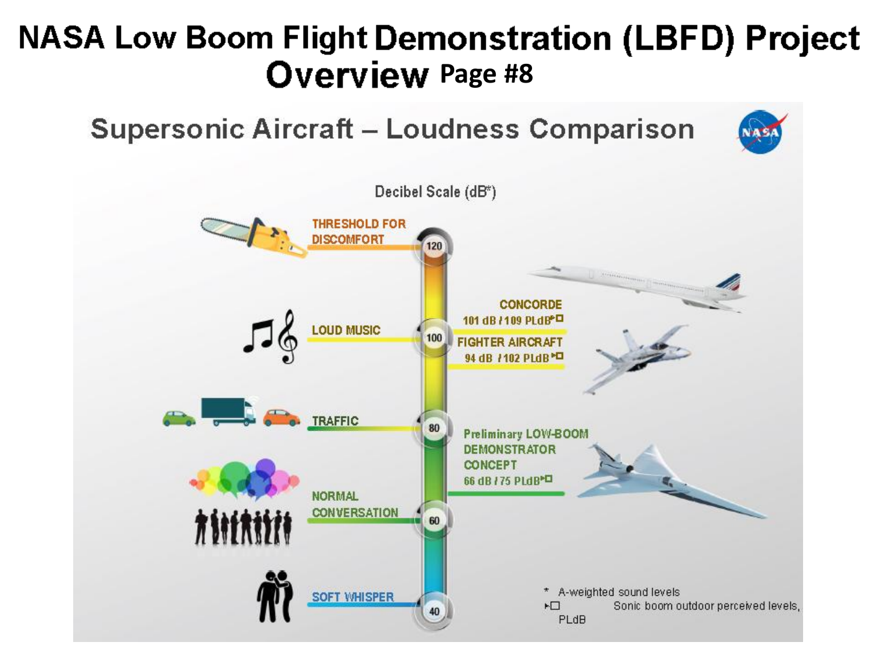# NASA Low Boom Flight Demonstration (LBFD) Project Overview Page #8

## Supersonic Aircraft – Loudness Comparison

Decibel Scale (dB*)

- THRESHOLD FOR DISCOMFORT — 120
- LOUD MUSIC — 100
- TRAFFIC — 80
- NORMAL CONVERSATION — 60
- SOFT WHISPER — 40

- CONCORDE — 101 dB / 109 PLdB*□
- FIGHTER AIRCRAFT — 94 dB / 102 PLdB*□
- Preliminary LOW-BOOM DEMONSTRATOR CONCEPT — 66 dB / 75 PLdB*□

\* A-weighted sound levels

*□ Sonic boom outdoor perceived levels, PLdB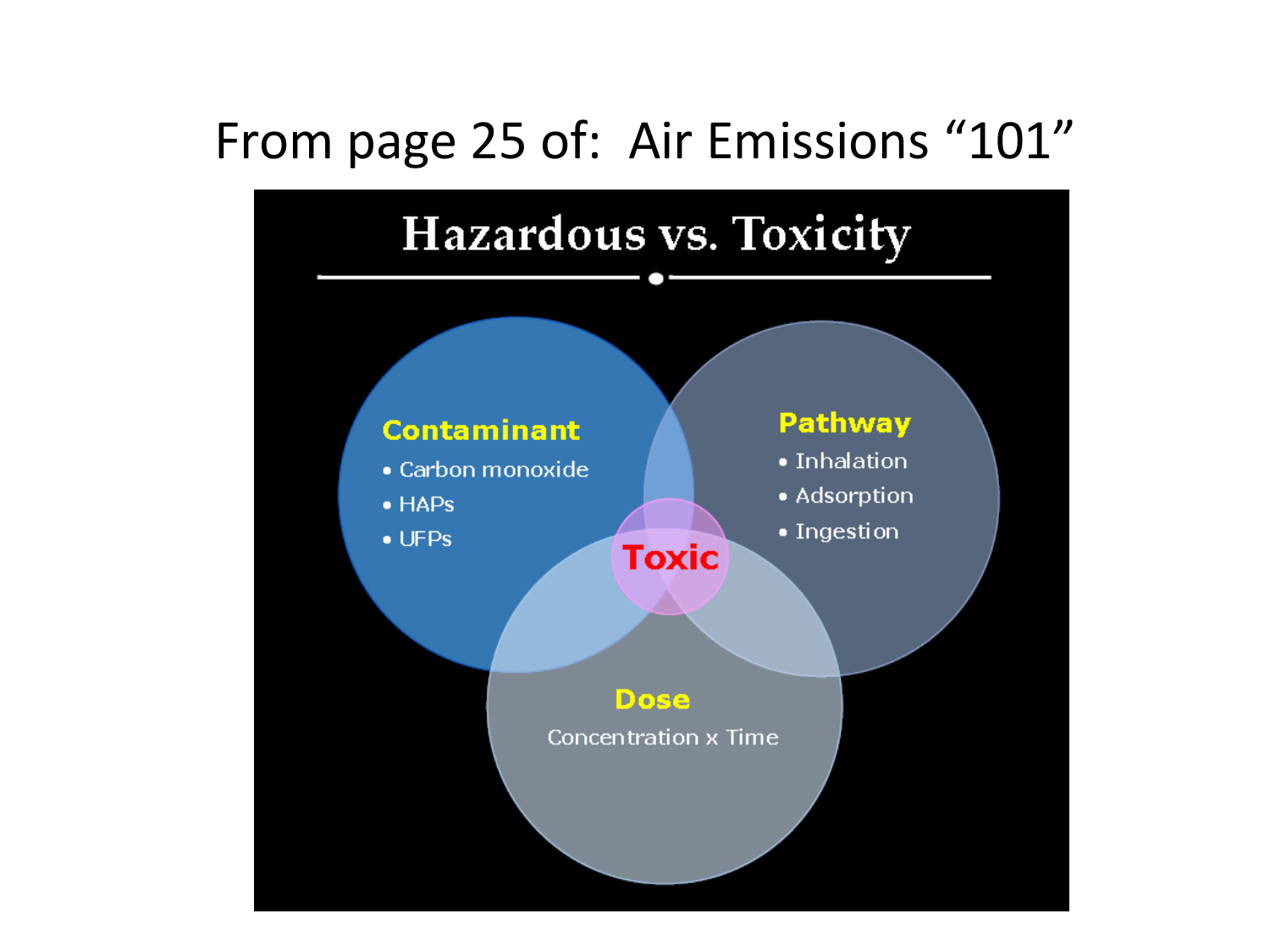# From page 25 of: Air Emissions "101"

## Hazardous vs. Toxicity

**Contaminant**
- Carbon monoxide
- HAPs
- UFPs

**Pathway**
- Inhalation
- Adsorption
- Ingestion

**Toxic**

**Dose**

Concentration x Time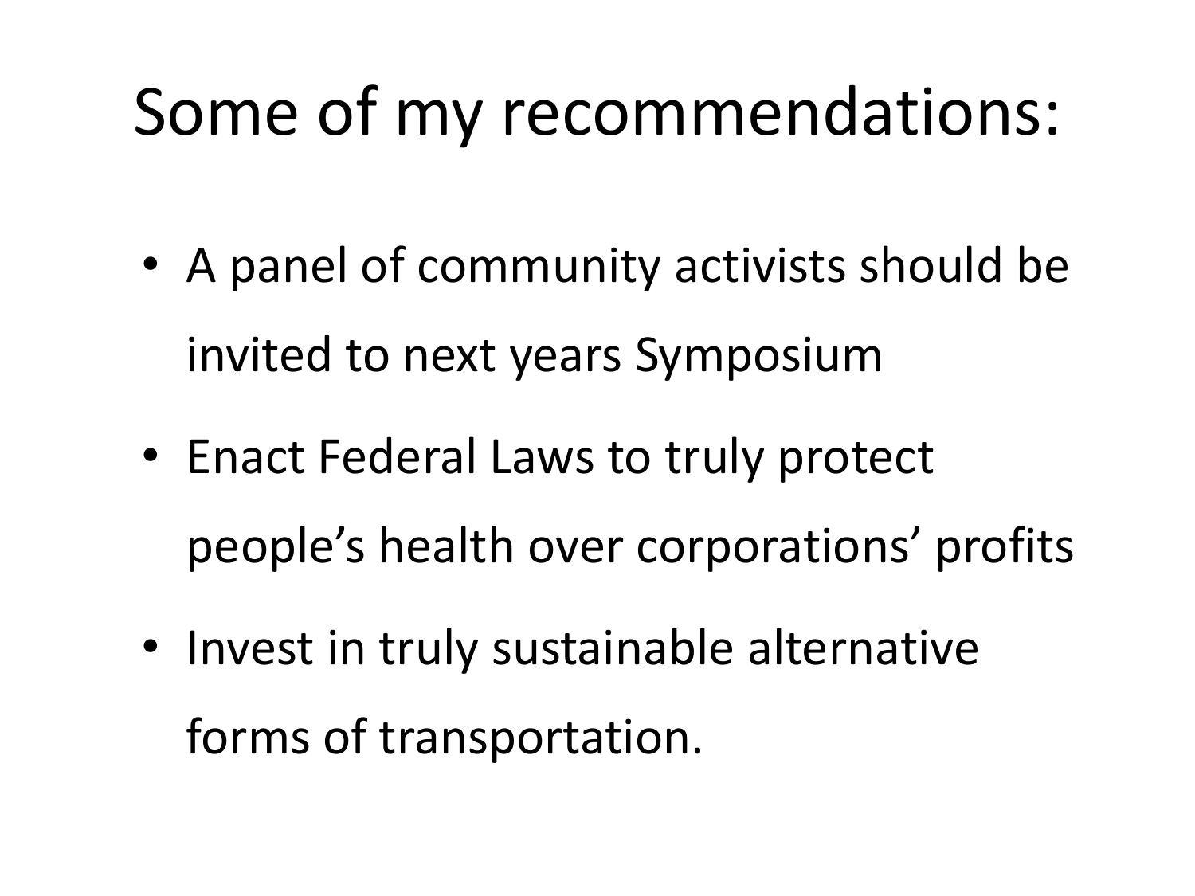# Some of my recommendations:

- A panel of community activists should be invited to next years Symposium
- Enact Federal Laws to truly protect people's health over corporations' profits
- Invest in truly sustainable alternative forms of transportation.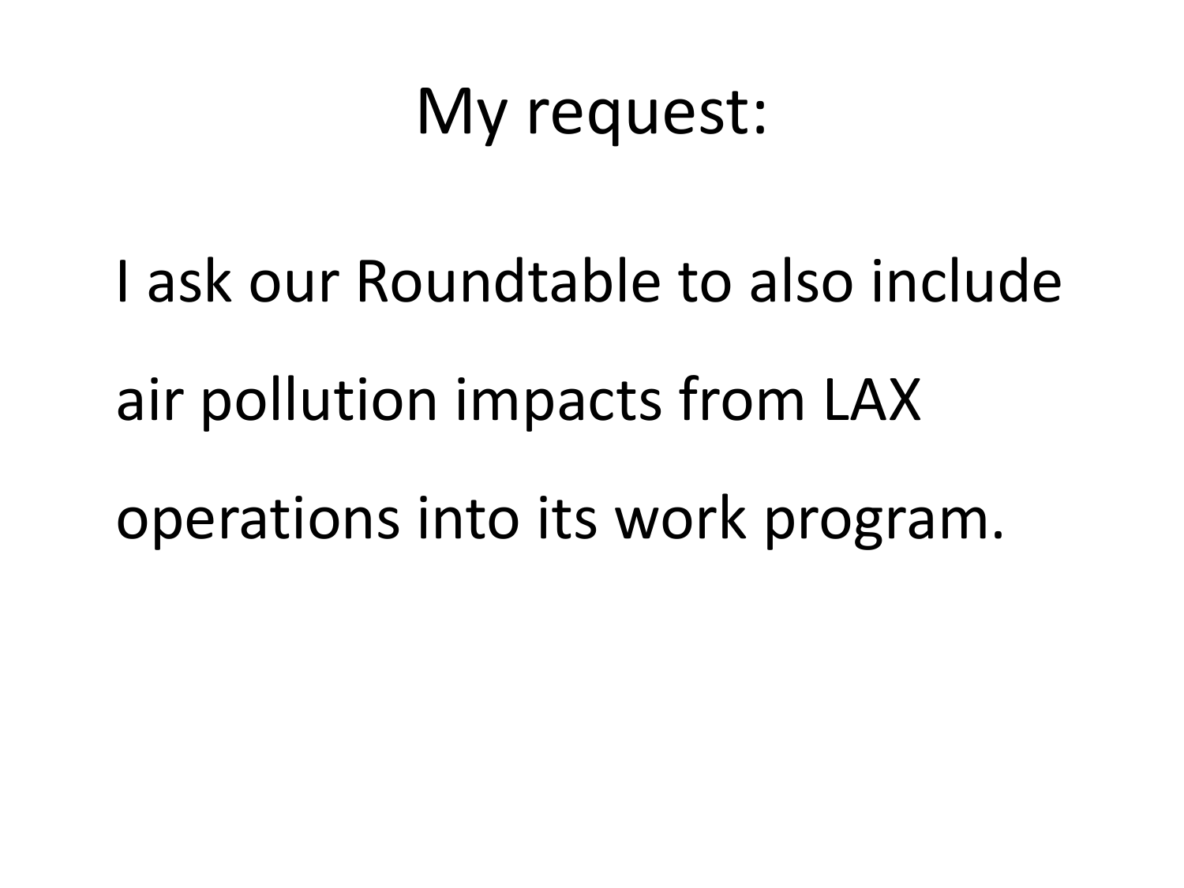# My request:

I ask our Roundtable to also include air pollution impacts from LAX operations into its work program.